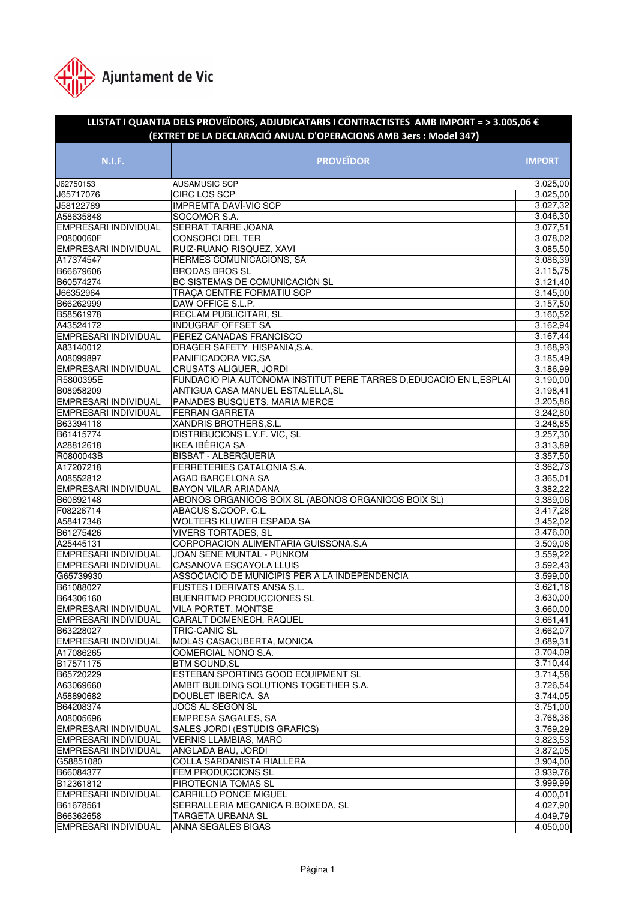Ajuntament de Vic

## LLISTAT I QUANTIA DELS PROVEÏDORS, ADJUDICATARIS I CONTRACTISTES AMB IMPORT = > 3.005,06 €
## (EXTRET DE LA DECLARACIÓ ANUAL D'OPERACIONS AMB 3ers : Model 347)

| N.I.F. | PROVEÏDOR | IMPORT |
|---|---|---|
| J62750153 | AUSAMUSIC SCP | 3.025,00 |
| J65717076 | CIRC LOS SCP | 3.025,00 |
| J58122789 | IMPREMTA DAVÍ-VIC SCP | 3.027,32 |
| A58635848 | SOCOMOR S.A. | 3.046,30 |
| EMPRESARI INDIVIDUAL | SERRAT TARRE JOANA | 3.077,51 |
| P0800060F | CONSORCI DEL TER | 3.078,02 |
| EMPRESARI INDIVIDUAL | RUIZ-RUANO RISQUEZ, XAVI | 3.085,50 |
| A17374547 | HERMES COMUNICACIONS, SA | 3.086,39 |
| B66679606 | BRODAS BROS SL | 3.115,75 |
| B60574274 | BC SISTEMAS DE COMUNICACIÓN SL | 3.121,40 |
| J66352964 | TRAÇA CENTRE FORMATIU SCP | 3.145,00 |
| B66262999 | DAW OFFICE S.L.P. | 3.157,50 |
| B58561978 | RECLAM PUBLICITARI, SL | 3.160,52 |
| A43524172 | INDUGRAF OFFSET SA | 3.162,94 |
| EMPRESARI INDIVIDUAL | PEREZ CAÑADAS FRANCISCO | 3.167,44 |
| A83140012 | DRAGER SAFETY HISPANIA,S.A. | 3.168,93 |
| A08099897 | PANIFICADORA VIC,SA | 3.185,49 |
| EMPRESARI INDIVIDUAL | CRUSATS ALIGUER, JORDI | 3.186,99 |
| R5800395E | FUNDACIO PIA AUTONOMA INSTITUT PERE TARRES D,EDUCACIO EN L,ESPLAI | 3.190,00 |
| B08958209 | ANTIGUA CASA MANUEL ESTALELLA,SL | 3.198,41 |
| EMPRESARI INDIVIDUAL | PANADES BUSQUETS, MARIA MERCE | 3.205,86 |
| EMPRESARI INDIVIDUAL | FERRAN GARRETA | 3.242,80 |
| B63394118 | XANDRIS BROTHERS,S.L. | 3.248,85 |
| B61415774 | DISTRIBUCIONS L.Y.F. VIC, SL | 3.257,30 |
| A28812618 | IKEA IBÉRICA SA | 3.313,89 |
| R0800043B | BISBAT - ALBERGUERIA | 3.357,50 |
| A17207218 | FERRETERIES CATALONIA S.A. | 3.362,73 |
| A08552812 | AGAD BARCELONA SA | 3.365,01 |
| EMPRESARI INDIVIDUAL | BAYON VILAR ARIADANA | 3.382,22 |
| B60892148 | ABONOS ORGANICOS BOIX SL (ABONOS ORGANICOS BOIX SL) | 3.389,06 |
| F08226714 | ABACUS S.COOP. C.L. | 3.417,28 |
| A58417346 | WOLTERS KLUWER ESPAÐA SA | 3.452,02 |
| B61275426 | VIVERS TORTADES, SL | 3.476,00 |
| A25445131 | CORPORACION ALIMENTARIA GUISSONA.S.A | 3.509,06 |
| EMPRESARI INDIVIDUAL | JOAN SEÑE MUNTAL - PUNKOM | 3.559,22 |
| EMPRESARI INDIVIDUAL | CASANOVA ESCAYOLA LLUIS | 3.592,43 |
| G65739930 | ASSOCIACIO DE MUNICIPIS PER A LA INDEPENDENCIA | 3.599,00 |
| B61088027 | FUSTES I DERIVATS ANSA S.L. | 3.621,18 |
| B64306160 | BUENRITMO PRODUCCIONES SL | 3.630,00 |
| EMPRESARI INDIVIDUAL | VILA PORTET, MONTSE | 3.660,00 |
| EMPRESARI INDIVIDUAL | CARALT DOMENECH, RAQUEL | 3.661,41 |
| B63228027 | TRIC-CANIC SL | 3.662,07 |
| EMPRESARI INDIVIDUAL | MOLAS CASACUBERTA, MONICA | 3.689,31 |
| A17086265 | COMERCIAL NONO S.A. | 3.704,09 |
| B17571175 | BTM SOUND,SL | 3.710,44 |
| B65720229 | ESTEBAN SPORTING GOOD EQUIPMENT SL | 3.714,58 |
| A63069660 | AMBIT BUILDING SOLUTIONS TOGETHER S.A. | 3.726,54 |
| A58890682 | DOUBLET IBERICA, SA | 3.744,05 |
| B64208374 | JOCS AL SEGON SL | 3.751,00 |
| A08005696 | EMPRESA SAGALES, SA | 3.768,36 |
| EMPRESARI INDIVIDUAL | SALES JORDI (ESTUDIS GRAFICS) | 3.769,29 |
| EMPRESARI INDIVIDUAL | VERNIS LLAMBIAS, MARC | 3.823,53 |
| EMPRESARI INDIVIDUAL | ANGLADA BAU, JORDI | 3.872,05 |
| G58851080 | COLLA SARDANISTA RIALLERA | 3.904,00 |
| B66084377 | FEM PRODUCCIONS SL | 3.939,76 |
| B12361812 | PIROTECNIA TOMAS SL | 3.999,99 |
| EMPRESARI INDIVIDUAL | CARRILLO PONCE MIGUEL | 4.000,01 |
| B61678561 | SERRALLERIA MECANICA R.BOIXEDA, SL | 4.027,90 |
| B66362658 | TARGETA URBANA SL | 4.049,79 |
| EMPRESARI INDIVIDUAL | ANNA SEGALES BIGAS | 4.050,00 |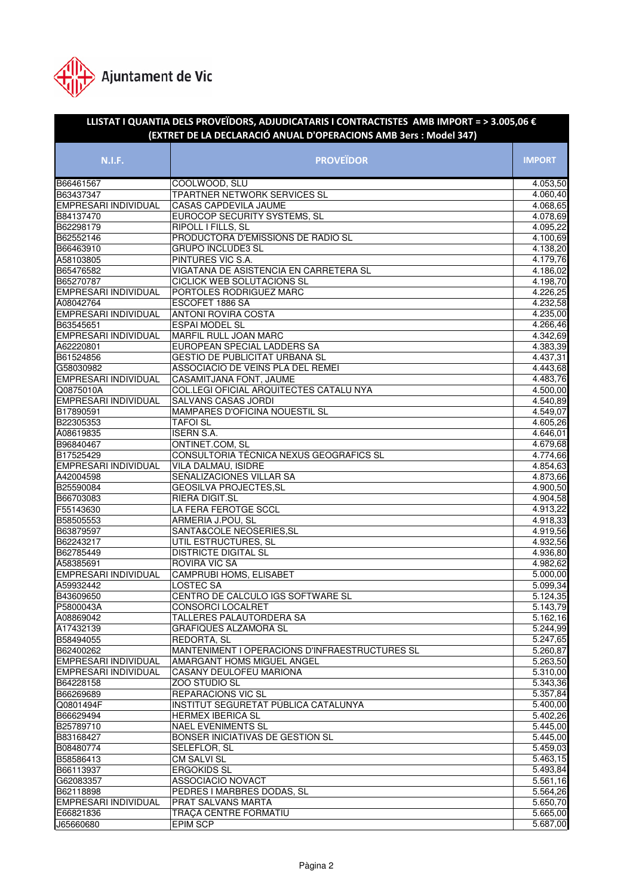Ajuntament de Vic

## LLISTAT I QUANTIA DELS PROVEÏDORS, ADJUDICATARIS I CONTRACTISTES AMB IMPORT = > 3.005,06 €
## (EXTRET DE LA DECLARACIÓ ANUAL D'OPERACIONS AMB 3ers : Model 347)

| N.I.F. | PROVEÏDOR | IMPORT |
|---|---|---|
| B66461567 | COOLWOOD, SLU | 4.053,50 |
| B63437347 | TPARTNER NETWORK SERVICES SL | 4.060,40 |
| EMPRESARI INDIVIDUAL | CASAS CAPDEVILA JAUME | 4.068,65 |
| B84137470 | EUROCOP SECURITY SYSTEMS, SL | 4.078,69 |
| B62298179 | RIPOLL I FILLS, SL | 4.095,22 |
| B62552146 | PRODUCTORA D'EMISSIONS DE RADIO SL | 4.100,69 |
| B66463910 | GRUPO INCLUDE3 SL | 4.138,20 |
| A58103805 | PINTURES VIC S.A. | 4.179,76 |
| B65476582 | VIGATANA DE ASISTENCIA EN CARRETERA SL | 4.186,02 |
| B65270787 | CICLICK WEB SOLUTACIONS SL | 4.198,70 |
| EMPRESARI INDIVIDUAL | PORTOLES RODRIGUEZ MARC | 4.226,25 |
| A08042764 | ESCOFET 1886 SA | 4.232,58 |
| EMPRESARI INDIVIDUAL | ANTONI ROVIRA COSTA | 4.235,00 |
| B63545651 | ESPAI MODEL SL | 4.266,46 |
| EMPRESARI INDIVIDUAL | MARFIL RULL JOAN MARC | 4.342,69 |
| A62220801 | EUROPEAN SPECIAL LADDERS SA | 4.383,39 |
| B61524856 | GESTIO DE PUBLICITAT URBANA SL | 4.437,31 |
| G58030982 | ASSOCIACIO DE VEINS PLA DEL REMEI | 4.443,68 |
| EMPRESARI INDIVIDUAL | CASAMITJANA FONT, JAUME | 4.483,76 |
| Q0875010A | COL.LEGI OFICIAL ARQUITECTES CATALU NYA | 4.500,00 |
| EMPRESARI INDIVIDUAL | SALVANS CASAS JORDI | 4.540,89 |
| B17890591 | MAMPARES D'OFICINA NOUESTIL SL | 4.549,07 |
| B22305353 | TAFOI SL | 4.605,26 |
| A08619835 | ISERN S.A. | 4.646,01 |
| B96840467 | ONTINET.COM, SL | 4.679,68 |
| B17525429 | CONSULTORIA TÈCNICA NEXUS GEOGRAFICS SL | 4.774,66 |
| EMPRESARI INDIVIDUAL | VILA DALMAU, ISIDRE | 4.854,63 |
| A42004598 | SEÑALIZACIONES VILLAR SA | 4.873,66 |
| B25590084 | GEOSILVA PROJECTES,SL | 4.900,50 |
| B66703083 | RIERA DIGIT.SL | 4.904,58 |
| F55143630 | LA FERA FEROTGE SCCL | 4.913,22 |
| B58505553 | ARMERIA J.POU, SL | 4.918,33 |
| B63879597 | SANTA&COLE NEOSERIES,SL | 4.919,56 |
| B62243217 | UTIL ESTRUCTURES, SL | 4.932,56 |
| B62785449 | DISTRICTE DIGITAL SL | 4.936,80 |
| A58385691 | ROVIRA VIC SA | 4.982,62 |
| EMPRESARI INDIVIDUAL | CAMPRUBI HOMS, ELISABET | 5.000,00 |
| A59932442 | LOSTEC SA | 5.099,34 |
| B43609650 | CENTRO DE CALCULO IGS SOFTWARE SL | 5.124,35 |
| P5800043A | CONSORCI LOCALRET | 5.143,79 |
| A08869042 | TALLERES PALAUTORDERA SA | 5.162,16 |
| A17432139 | GRAFIQUES ALZAMORA SL | 5.244,99 |
| B58494055 | REDORTA, SL | 5.247,65 |
| B62400262 | MANTENIMENT I OPERACIONS D'INFRAESTRUCTURES SL | 5.260,87 |
| EMPRESARI INDIVIDUAL | AMARGANT HOMS MIGUEL ANGEL | 5.263,50 |
| EMPRESARI INDIVIDUAL | CASANY DEULOFEU MARIONA | 5.310,00 |
| B64228158 | ZOO STUDIO SL | 5.343,36 |
| B66269689 | REPARACIONS VIC SL | 5.357,84 |
| Q0801494F | INSTITUT SEGURETAT PÚBLICA CATALUNYA | 5.400,00 |
| B66629494 | HERMEX IBERICA SL | 5.402,26 |
| B25789710 | NAEL EVENIMENTS SL | 5.445,00 |
| B83168427 | BONSER INICIATIVAS DE GESTION SL | 5.445,00 |
| B08480774 | SELEFLOR, SL | 5.459,03 |
| B58586413 | CM SALVI SL | 5.463,15 |
| B66113937 | ERGOKIDS SL | 5.493,84 |
| G62083357 | ASSOCIACIO NOVACT | 5.561,16 |
| B62118898 | PEDRES I MARBRES DODAS, SL | 5.564,26 |
| EMPRESARI INDIVIDUAL | PRAT SALVANS MARTA | 5.650,70 |
| E66821836 | TRAÇA CENTRE FORMATIU | 5.665,00 |
| J65660680 | EPIM SCP | 5.687,00 |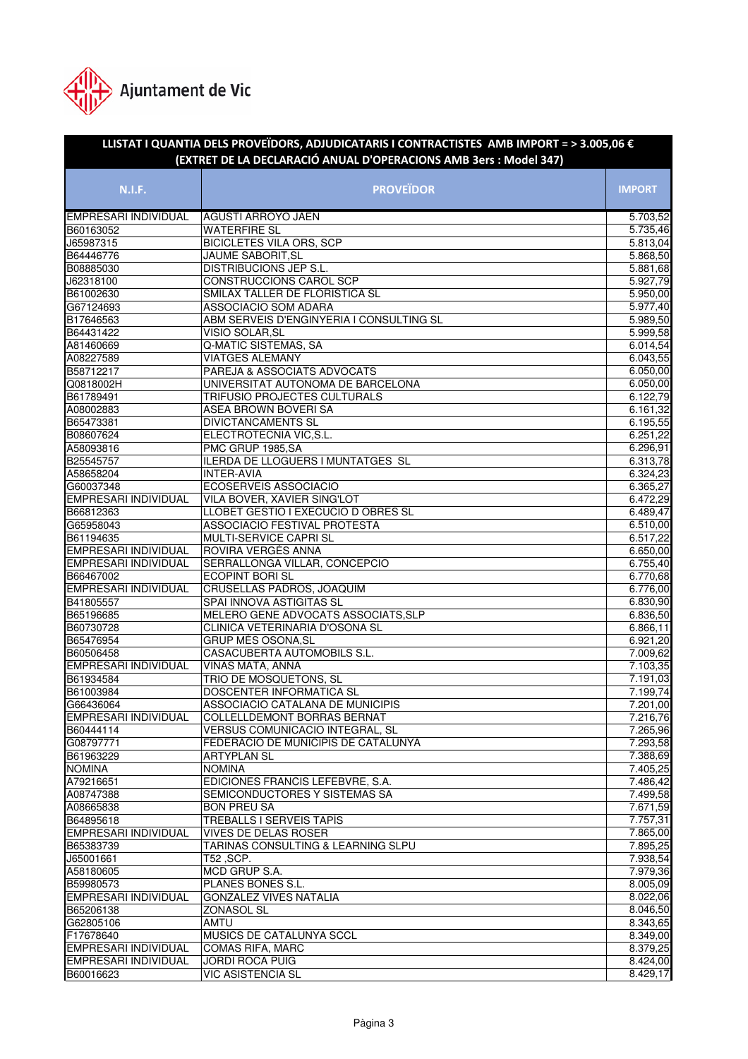Ajuntament de Vic

## LLISTAT I QUANTIA DELS PROVEÏDORS, ADJUDICATARIS I CONTRACTISTES AMB IMPORT = > 3.005,06 €
## (EXTRET DE LA DECLARACIÓ ANUAL D'OPERACIONS AMB 3ers : Model 347)

| N.I.F. | PROVEÏDOR | IMPORT |
|---|---|---|
| EMPRESARI INDIVIDUAL | AGUSTI ARROYO JAEN | 5.703,52 |
| B60163052 | WATERFIRE SL | 5.735,46 |
| J65987315 | BICICLETES VILA ORS, SCP | 5.813,04 |
| B64446776 | JAUME SABORIT,SL | 5.868,50 |
| B08885030 | DISTRIBUCIONS JEP S.L. | 5.881,68 |
| J62318100 | CONSTRUCCIONS CAROL SCP | 5.927,79 |
| B61002630 | SMILAX TALLER DE FLORISTICA SL | 5.950,00 |
| G67124693 | ASSOCIACIO SOM ADARA | 5.977,40 |
| B17646563 | ABM SERVEIS D'ENGINYERIA I CONSULTING SL | 5.989,50 |
| B64431422 | VISIO SOLAR,SL | 5.999,58 |
| A81460669 | Q-MATIC SISTEMAS, SA | 6.014,54 |
| A08227589 | VIATGES ALEMANY | 6.043,55 |
| B58712217 | PAREJA & ASSOCIATS ADVOCATS | 6.050,00 |
| Q0818002H | UNIVERSITAT AUTONOMA DE BARCELONA | 6.050,00 |
| B61789491 | TRIFUSIO PROJECTES CULTURALS | 6.122,79 |
| A08002883 | ASEA BROWN BOVERI SA | 6.161,32 |
| B65473381 | DIVICTANCAMENTS SL | 6.195,55 |
| B08607624 | ELECTROTECNIA VIC,S.L. | 6.251,22 |
| A58093816 | PMC GRUP 1985,SA | 6.296,91 |
| B25545757 | ILERDA DE LLOGUERS I MUNTATGES SL | 6.313,78 |
| A58658204 | INTER-AVIA | 6.324,23 |
| G60037348 | ECOSERVEIS ASSOCIACIO | 6.365,27 |
| EMPRESARI INDIVIDUAL | VILA BOVER, XAVIER SING'LOT | 6.472,29 |
| B66812363 | LLOBET GESTIO I EXECUCIO D OBRES SL | 6.489,47 |
| G65958043 | ASSOCIACIO FESTIVAL PROTESTA | 6.510,00 |
| B61194635 | MULTI-SERVICE CAPRI SL | 6.517,22 |
| EMPRESARI INDIVIDUAL | ROVIRA VERGÉS ANNA | 6.650,00 |
| EMPRESARI INDIVIDUAL | SERRALLONGA VILLAR, CONCEPCIO | 6.755,40 |
| B66467002 | ECOPINT BORI SL | 6.770,68 |
| EMPRESARI INDIVIDUAL | CRUSELLAS PADROS, JOAQUIM | 6.776,00 |
| B41805557 | SPAI INNOVA ASTIGITAS SL | 6.830,90 |
| B65196685 | MELERO GENE ADVOCATS ASSOCIATS,SLP | 6.836,50 |
| B60730728 | CLINICA VETERINARIA D'OSONA SL | 6.866,11 |
| B65476954 | GRUP MÉS OSONA,SL | 6.921,20 |
| B60506458 | CASACUBERTA AUTOMOBILS S.L. | 7.009,62 |
| EMPRESARI INDIVIDUAL | VIÑAS MATA, ANNA | 7.103,35 |
| B61934584 | TRIO DE MOSQUETONS, SL | 7.191,03 |
| B61003984 | DOSCENTER INFORMATICA SL | 7.199,74 |
| G66436064 | ASSOCIACIO CATALANA DE MUNICIPIS | 7.201,00 |
| EMPRESARI INDIVIDUAL | COLLELLDEMONT BORRAS BERNAT | 7.216,76 |
| B60444114 | VERSUS COMUNICACIO INTEGRAL, SL | 7.265,96 |
| G08797771 | FEDERACIO DE MUNICIPIS DE CATALUNYA | 7.293,58 |
| B61963229 | ARTYPLAN SL | 7.388,69 |
| NOMINA | NOMINA | 7.405,25 |
| A79216651 | EDICIONES FRANCIS LEFEBVRE, S.A. | 7.486,42 |
| A08747388 | SEMICONDUCTORES Y SISTEMAS SA | 7.499,58 |
| A08665838 | BON PREU SA | 7.671,59 |
| B64895618 | TREBALLS I SERVEIS TAPÍS | 7.757,31 |
| EMPRESARI INDIVIDUAL | VIVES DE DELAS ROSER | 7.865,00 |
| B65383739 | TARINAS CONSULTING & LEARNING SLPU | 7.895,25 |
| J65001661 | T52 ,SCP. | 7.938,54 |
| A58180605 | MCD GRUP S.A. | 7.979,36 |
| B59980573 | PLANES BONES S.L. | 8.005,09 |
| EMPRESARI INDIVIDUAL | GONZALEZ VIVES NATALIA | 8.022,06 |
| B65206138 | ZONASOL SL | 8.046,50 |
| G62805106 | AMTU | 8.343,65 |
| F17678640 | MUSICS DE CATALUNYA SCCL | 8.349,00 |
| EMPRESARI INDIVIDUAL | COMAS RIFA, MARC | 8.379,25 |
| EMPRESARI INDIVIDUAL | JORDI ROCA PUIG | 8.424,00 |
| B60016623 | VIC ASISTENCIA SL | 8.429,17 |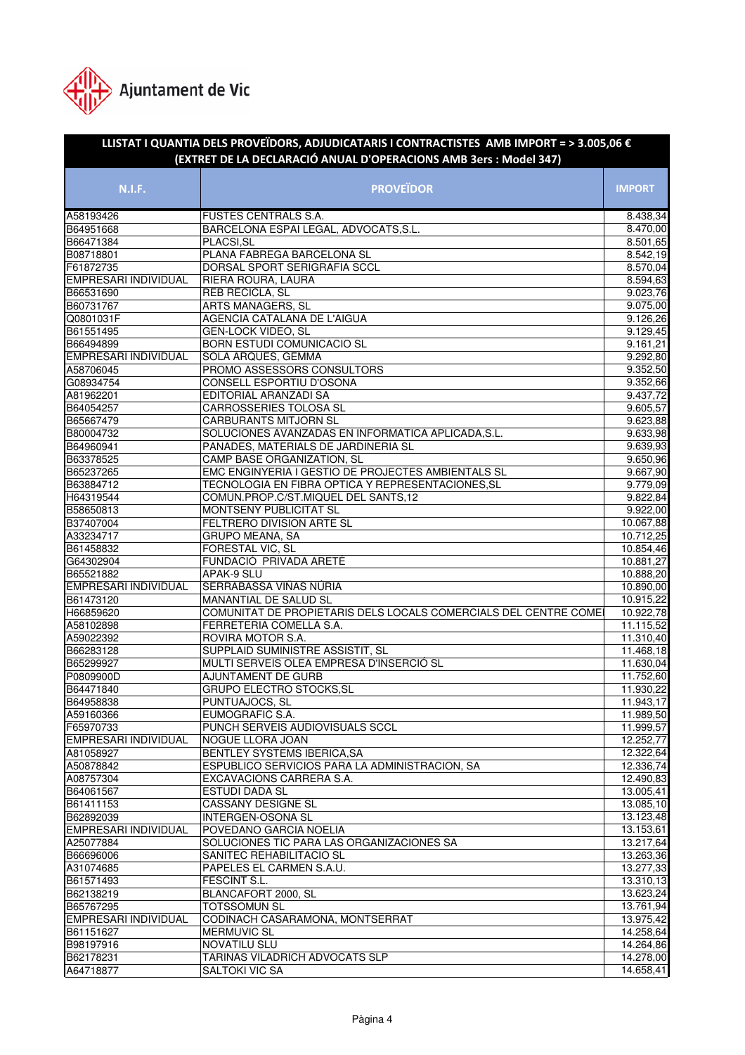Ajuntament de Vic

**LLISTAT I QUANTIA DELS PROVEÏDORS, ADJUDICATARIS I CONTRACTISTES AMB IMPORT = > 3.005,06 €**
**(EXTRET DE LA DECLARACIÓ ANUAL D'OPERACIONS AMB 3ers : Model 347)**

| N.I.F. | PROVEÏDOR | IMPORT |
|---|---|---|
| A58193426 | FUSTES CENTRALS S.A. | 8.438,34 |
| B64951668 | BARCELONA ESPAI LEGAL, ADVOCATS,S.L. | 8.470,00 |
| B66471384 | PLACSI,SL | 8.501,65 |
| B08718801 | PLANA FABREGA BARCELONA SL | 8.542,19 |
| F61872735 | DORSAL SPORT SERIGRAFIA SCCL | 8.570,04 |
| EMPRESARI INDIVIDUAL | RIERA ROURA, LAURA | 8.594,63 |
| B66531690 | REB RECICLA, SL | 9.023,76 |
| B60731767 | ARTS MANAGERS, SL | 9.075,00 |
| Q0801031F | AGENCIA CATALANA DE L'AIGUA | 9.126,26 |
| B61551495 | GEN-LOCK VIDEO, SL | 9.129,45 |
| B66494899 | BORN ESTUDI COMUNICACIO SL | 9.161,21 |
| EMPRESARI INDIVIDUAL | SOLA ARQUES, GEMMA | 9.292,80 |
| A58706045 | PROMO ASSESSORS CONSULTORS | 9.352,50 |
| G08934754 | CONSELL ESPORTIU D'OSONA | 9.352,66 |
| A81962201 | EDITORIAL ARANZADI SA | 9.437,72 |
| B64054257 | CARROSSERIES TOLOSA SL | 9.605,57 |
| B65667479 | CARBURANTS MITJORN SL | 9.623,88 |
| B80004732 | SOLUCIONES AVANZADAS EN INFORMATICA APLICADA,S.L. | 9.633,98 |
| B64960941 | PANADES, MATERIALS DE JARDINERIA SL | 9.639,93 |
| B63378525 | CAMP BASE ORGANIZATION, SL | 9.650,96 |
| B65237265 | EMC ENGINYERIA I GESTIO DE PROJECTES AMBIENTALS SL | 9.667,90 |
| B63884712 | TECNOLOGIA EN FIBRA OPTICA Y REPRESENTACIONES,SL | 9.779,09 |
| H64319544 | COMUN.PROP.C/ST.MIQUEL DEL SANTS,12 | 9.822,84 |
| B58650813 | MONTSENY PUBLICITAT SL | 9.922,00 |
| B37407004 | FELTRERO DIVISION ARTE SL | 10.067,88 |
| A33234717 | GRUPO MEANA, SA | 10.712,25 |
| B61458832 | FORESTAL VIC, SL | 10.854,46 |
| G64302904 | FUNDACIÓ PRIVADA ARETÉ | 10.881,27 |
| B65521882 | APAK-9 SLU | 10.888,20 |
| EMPRESARI INDIVIDUAL | SERRABASSA VIÑAS NÚRIA | 10.890,00 |
| B61473120 | MANANTIAL DE SALUD SL | 10.915,22 |
| H66859620 | COMUNITAT DE PROPIETARIS DELS LOCALS COMERCIALS DEL CENTRE COME | 10.922,78 |
| A58102898 | FERRETERIA COMELLA S.A. | 11.115,52 |
| A59022392 | ROVIRA MOTOR S.A. | 11.310,40 |
| B66283128 | SUPPLAID SUMINISTRE ASSISTIT, SL | 11.468,18 |
| B65299927 | MULTI SERVEIS OLEA EMPRESA D'INSERCIÓ SL | 11.630,04 |
| P0809900D | AJUNTAMENT DE GURB | 11.752,60 |
| B64471840 | GRUPO ELECTRO STOCKS,SL | 11.930,22 |
| B64958838 | PUNTUAJOCS, SL | 11.943,17 |
| A59160366 | EUMOGRAFIC S.A. | 11.989,50 |
| F65970733 | PUNCH SERVEIS AUDIOVISUALS SCCL | 11.999,57 |
| EMPRESARI INDIVIDUAL | NOGUE LLORA JOAN | 12.252,77 |
| A81058927 | BENTLEY SYSTEMS IBERICA,SA | 12.322,64 |
| A50878842 | ESPUBLICO SERVICIOS PARA LA ADMINISTRACION, SA | 12.336,74 |
| A08757304 | EXCAVACIONS CARRERA S.A. | 12.490,83 |
| B64061567 | ESTUDI DADA SL | 13.005,41 |
| B61411153 | CASSANY DESIGNE SL | 13.085,10 |
| B62892039 | INTERGEN-OSONA SL | 13.123,48 |
| EMPRESARI INDIVIDUAL | POVEDANO GARCIA NOELIA | 13.153,61 |
| A25077884 | SOLUCIONES TIC PARA LAS ORGANIZACIONES SA | 13.217,64 |
| B66696006 | SANITEC REHABILITACIO SL | 13.263,36 |
| A31074685 | PAPELES EL CARMEN S.A.U. | 13.277,33 |
| B61571493 | FESCINT S.L. | 13.310,13 |
| B62138219 | BLANCAFORT 2000, SL | 13.623,24 |
| B65767295 | TOTSSOMUN SL | 13.761,94 |
| EMPRESARI INDIVIDUAL | CODINACH CASARAMONA, MONTSERRAT | 13.975,42 |
| B61151627 | MERMUVIC SL | 14.258,64 |
| B98197916 | NOVATILU SLU | 14.264,86 |
| B62178231 | TARINAS VILADRICH ADVOCATS SLP | 14.278,00 |
| A64718877 | SALTOKI VIC SA | 14.658,41 |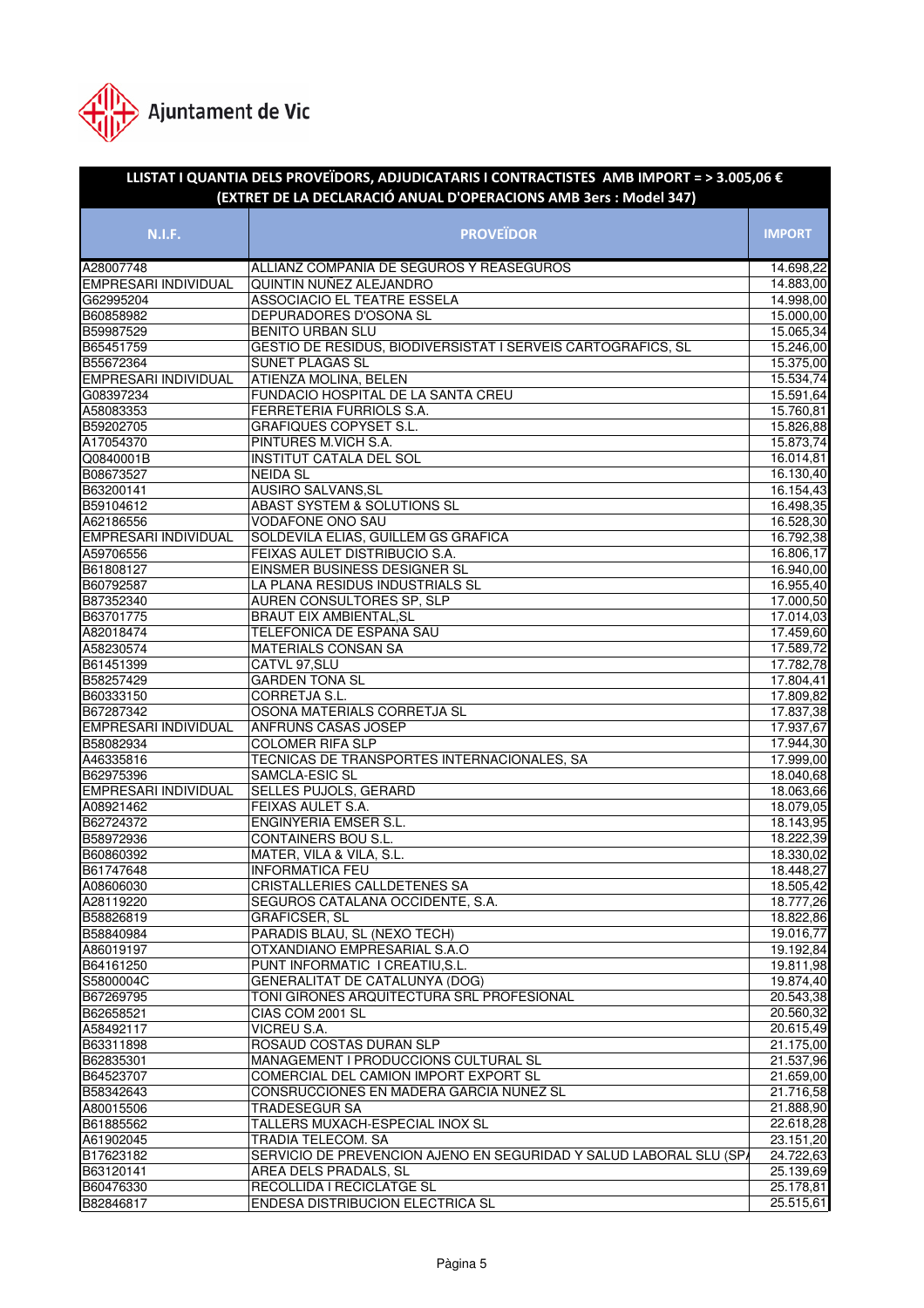Ajuntament de Vic

**LLISTAT I QUANTIA DELS PROVEÏDORS, ADJUDICATARIS I CONTRACTISTES AMB IMPORT = > 3.005,06 €**
**(EXTRET DE LA DECLARACIÓ ANUAL D'OPERACIONS AMB 3ers : Model 347)**

| N.I.F. | PROVEÏDOR | IMPORT |
|---|---|---|
| A28007748 | ALLIANZ COMPANIA DE SEGUROS Y REASEGUROS | 14.698,22 |
| EMPRESARI INDIVIDUAL | QUINTIN NUNEZ ALEJANDRO | 14.883,00 |
| G62995204 | ASSOCIACIO EL TEATRE ESSELA | 14.998,00 |
| B60858982 | DEPURADORES D'OSONA SL | 15.000,00 |
| B59987529 | BENITO URBAN SLU | 15.065,34 |
| B65451759 | GESTIO DE RESIDUS, BIODIVERSISTAT I SERVEIS CARTOGRAFICS, SL | 15.246,00 |
| B55672364 | SUNET PLAGAS SL | 15.375,00 |
| EMPRESARI INDIVIDUAL | ATIENZA MOLINA, BELEN | 15.534,74 |
| G08397234 | FUNDACIO HOSPITAL DE LA SANTA CREU | 15.591,64 |
| A58083353 | FERRETERIA FURRIOLS S.A. | 15.760,81 |
| B59202705 | GRAFIQUES COPYSET S.L. | 15.826,88 |
| A17054370 | PINTURES M.VICH S.A. | 15.873,74 |
| Q0840001B | INSTITUT CATALA DEL SOL | 16.014,81 |
| B08673527 | NEIDA SL | 16.130,40 |
| B63200141 | AUSIRO SALVANS,SL | 16.154,43 |
| B59104612 | ABAST SYSTEM & SOLUTIONS SL | 16.498,35 |
| A62186556 | VODAFONE ONO SAU | 16.528,30 |
| EMPRESARI INDIVIDUAL | SOLDEVILA ELIAS, GUILLEM GS GRAFICA | 16.792,38 |
| A59706556 | FEIXAS AULET DISTRIBUCIO S.A. | 16.806,17 |
| B61808127 | EINSMER BUSINESS DESIGNER SL | 16.940,00 |
| B60792587 | LA PLANA RESIDUS INDUSTRIALS SL | 16.955,40 |
| B87352340 | AUREN CONSULTORES SP, SLP | 17.000,50 |
| B63701775 | BRAUT EIX AMBIENTAL,SL | 17.014,03 |
| A82018474 | TELEFONICA DE ESPANA SAU | 17.459,60 |
| A58230574 | MATERIALS CONSAN SA | 17.589,72 |
| B61451399 | CATVL 97,SLU | 17.782,78 |
| B58257429 | GARDEN TONA SL | 17.804,41 |
| B60333150 | CORRETJA S.L. | 17.809,82 |
| B67287342 | OSONA MATERIALS CORRETJA SL | 17.837,38 |
| EMPRESARI INDIVIDUAL | ANFRUNS CASAS JOSEP | 17.937,67 |
| B58082934 | COLOMER RIFA SLP | 17.944,30 |
| A46335816 | TECNICAS DE TRANSPORTES INTERNACIONALES, SA | 17.999,00 |
| B62975396 | SAMCLA-ESIC SL | 18.040,68 |
| EMPRESARI INDIVIDUAL | SELLES PUJOLS, GERARD | 18.063,66 |
| A08921462 | FEIXAS AULET S.A. | 18.079,05 |
| B62724372 | ENGINYERIA EMSER S.L. | 18.143,95 |
| B58972936 | CONTAINERS BOU S.L. | 18.222,39 |
| B60860392 | MATER, VILA & VILA, S.L. | 18.330,02 |
| B61747648 | INFORMATICA FEU | 18.448,27 |
| A08606030 | CRISTALLERIES CALLDETENES SA | 18.505,42 |
| A28119220 | SEGUROS CATALANA OCCIDENTE, S.A. | 18.777,26 |
| B58826819 | GRAFICSER, SL | 18.822,86 |
| B58840984 | PARADIS BLAU, SL (NEXO TECH) | 19.016,77 |
| A86019197 | OTXANDIANO EMPRESARIAL S.A.O | 19.192,84 |
| B64161250 | PUNT INFORMATIC I CREATIU,S.L. | 19.811,98 |
| S5800004C | GENERALITAT DE CATALUNYA (DOG) | 19.874,40 |
| B67269795 | TONI GIRONES ARQUITECTURA SRL PROFESIONAL | 20.543,38 |
| B62658521 | CIAS COM 2001 SL | 20.560,32 |
| A58492117 | VICREU S.A. | 20.615,49 |
| B63311898 | ROSAUD COSTAS DURAN SLP | 21.175,00 |
| B62835301 | MANAGEMENT I PRODUCCIONS CULTURAL SL | 21.537,96 |
| B64523707 | COMERCIAL DEL CAMION IMPORT EXPORT SL | 21.659,00 |
| B58342643 | CONSRUCCIONES EN MADERA GARCIA NUNEZ SL | 21.716,58 |
| A80015506 | TRADESEGUR SA | 21.888,90 |
| B61885562 | TALLERS MUXACH-ESPECIAL INOX SL | 22.618,28 |
| A61902045 | TRADIA TELECOM. SA | 23.151,20 |
| B17623182 | SERVICIO DE PREVENCION AJENO EN SEGURIDAD Y SALUD LABORAL SLU (SP/ | 24.722,63 |
| B63120141 | AREA DELS PRADALS, SL | 25.139,69 |
| B60476330 | RECOLLIDA I RECICLATGE SL | 25.178,81 |
| B82846817 | ENDESA DISTRIBUCION ELECTRICA SL | 25.515,61 |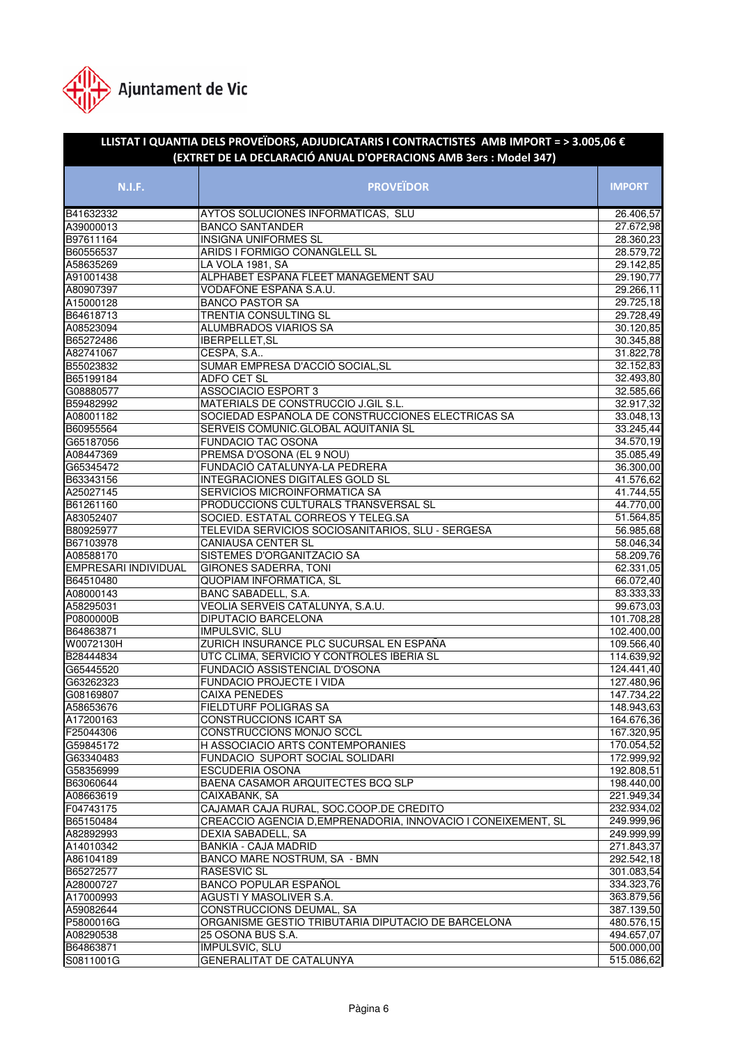Ajuntament de Vic

## LLISTAT I QUANTIA DELS PROVEÏDORS, ADJUDICATARIS I CONTRACTISTES AMB IMPORT = > 3.005,06 €
## (EXTRET DE LA DECLARACIÓ ANUAL D'OPERACIONS AMB 3ers : Model 347)

| N.I.F. | PROVEÏDOR | IMPORT |
|---|---|---|
| B41632332 | AYTOS SOLUCIONES INFORMATICAS, SLU | 26.406,57 |
| A39000013 | BANCO SANTANDER | 27.672,98 |
| B97611164 | INSIGNA UNIFORMES SL | 28.360,23 |
| B60556537 | ARIDS I FORMIGO CONANGLELL SL | 28.579,72 |
| A58635269 | LA VOLA 1981, SA | 29.142,85 |
| A91001438 | ALPHABET ESPAÑA FLEET MANAGEMENT SAU | 29.190,77 |
| A80907397 | VODAFONE ESPAÑA S.A.U. | 29.266,11 |
| A15000128 | BANCO PASTOR SA | 29.725,18 |
| B64618713 | TRENTIA CONSULTING SL | 29.728,49 |
| A08523094 | ALUMBRADOS VIARIOS SA | 30.120,85 |
| B65272486 | IBERPELLET,SL | 30.345,88 |
| A82741067 | CESPA, S.A.. | 31.822,78 |
| B55023832 | SUMAR EMPRESA D'ACCIÓ SOCIAL,SL | 32.152,83 |
| B65199184 | ADFO CET SL | 32.493,80 |
| G08880577 | ASSOCIACIO ESPORT 3 | 32.585,66 |
| B59482992 | MATERIALS DE CONSTRUCCIO J.GIL S.L. | 32.917,32 |
| A08001182 | SOCIEDAD ESPAÑOLA DE CONSTRUCCIONES ELECTRICAS SA | 33.048,13 |
| B60955564 | SERVEIS COMUNIC.GLOBAL AQUITANIA SL | 33.245,44 |
| G65187056 | FUNDACIO TAC OSONA | 34.570,19 |
| A08447369 | PREMSA D'OSONA (EL 9 NOU) | 35.085,49 |
| G65345472 | FUNDACIÓ CATALUNYA-LA PEDRERA | 36.300,00 |
| B63343156 | INTEGRACIONES DIGITALES GOLD SL | 41.576,62 |
| A25027145 | SERVICIOS MICROINFORMATICA SA | 41.744,55 |
| B61261160 | PRODUCCIONS CULTURALS TRANSVERSAL SL | 44.770,00 |
| A83052407 | SOCIED. ESTATAL CORREOS Y TELEG.SA | 51.564,85 |
| B80925977 | TELEVIDA SERVICIOS SOCIOSANITARIOS, SLU - SERGESA | 56.985,68 |
| B67103978 | CANIAUSA CENTER SL | 58.046,34 |
| A08588170 | SISTEMES D'ORGANITZACIO SA | 58.209,76 |
| EMPRESARI INDIVIDUAL | GIRONES SADERRA, TONI | 62.331,05 |
| B64510480 | QUOPIAM INFORMATICA, SL | 66.072,40 |
| A08000143 | BANC SABADELL, S.A. | 83.333,33 |
| A58295031 | VEOLIA SERVEIS CATALUNYA, S.A.U. | 99.673,03 |
| P0800000B | DIPUTACIO BARCELONA | 101.708,28 |
| B64863871 | IMPULSVIC, SLU | 102.400,00 |
| W0072130H | ZURICH INSURANCE PLC SUCURSAL EN ESPAÑA | 109.566,40 |
| B28444834 | UTC CLIMA, SERVICIO Y CONTROLES IBERIA SL | 114.639,92 |
| G65445520 | FUNDACIÓ ASSISTENCIAL D'OSONA | 124.441,40 |
| G63262323 | FUNDACIO PROJECTE I VIDA | 127.480,96 |
| G08169807 | CAIXA PENEDES | 147.734,22 |
| A58653676 | FIELDTURF POLIGRAS SA | 148.943,63 |
| A17200163 | CONSTRUCCIONS ICART SA | 164.676,36 |
| F25044306 | CONSTRUCCIONS MONJO SCCL | 167.320,95 |
| G59845172 | H ASSOCIACIO ARTS CONTEMPORANIES | 170.054,52 |
| G63340483 | FUNDACIO SUPORT SOCIAL SOLIDARI | 172.999,92 |
| G58356999 | ESCUDERIA OSONA | 192.808,51 |
| B63060644 | BAENA CASAMOR ARQUITECTES BCQ SLP | 198.440,00 |
| A08663619 | CAIXABANK, SA | 221.949,34 |
| F04743175 | CAJAMAR CAJA RURAL, SOC.COOP.DE CREDITO | 232.934,02 |
| B65150484 | CREACCIO AGENCIA D,EMPRENADORIA, INNOVACIO I CONEIXEMENT, SL | 249.999,96 |
| A82892993 | DEXIA SABADELL, SA | 249.999,99 |
| A14010342 | BANKIA - CAJA MADRID | 271.843,37 |
| A86104189 | BANCO MARE NOSTRUM, SA - BMN | 292.542,18 |
| B65272577 | RASESVIC SL | 301.083,54 |
| A28000727 | BANCO POPULAR ESPAÑOL | 334.323,76 |
| A17000993 | AGUSTI Y MASOLIVER S.A. | 363.879,56 |
| A59082644 | CONSTRUCCIONS DEUMAL, SA | 387.139,50 |
| P5800016G | ORGANISME GESTIO TRIBUTARIA DIPUTACIO DE BARCELONA | 480.576,15 |
| A08290538 | 25 OSONA BUS S.A. | 494.657,07 |
| B64863871 | IMPULSVIC, SLU | 500.000,00 |
| S0811001G | GENERALITAT DE CATALUNYA | 515.086,62 |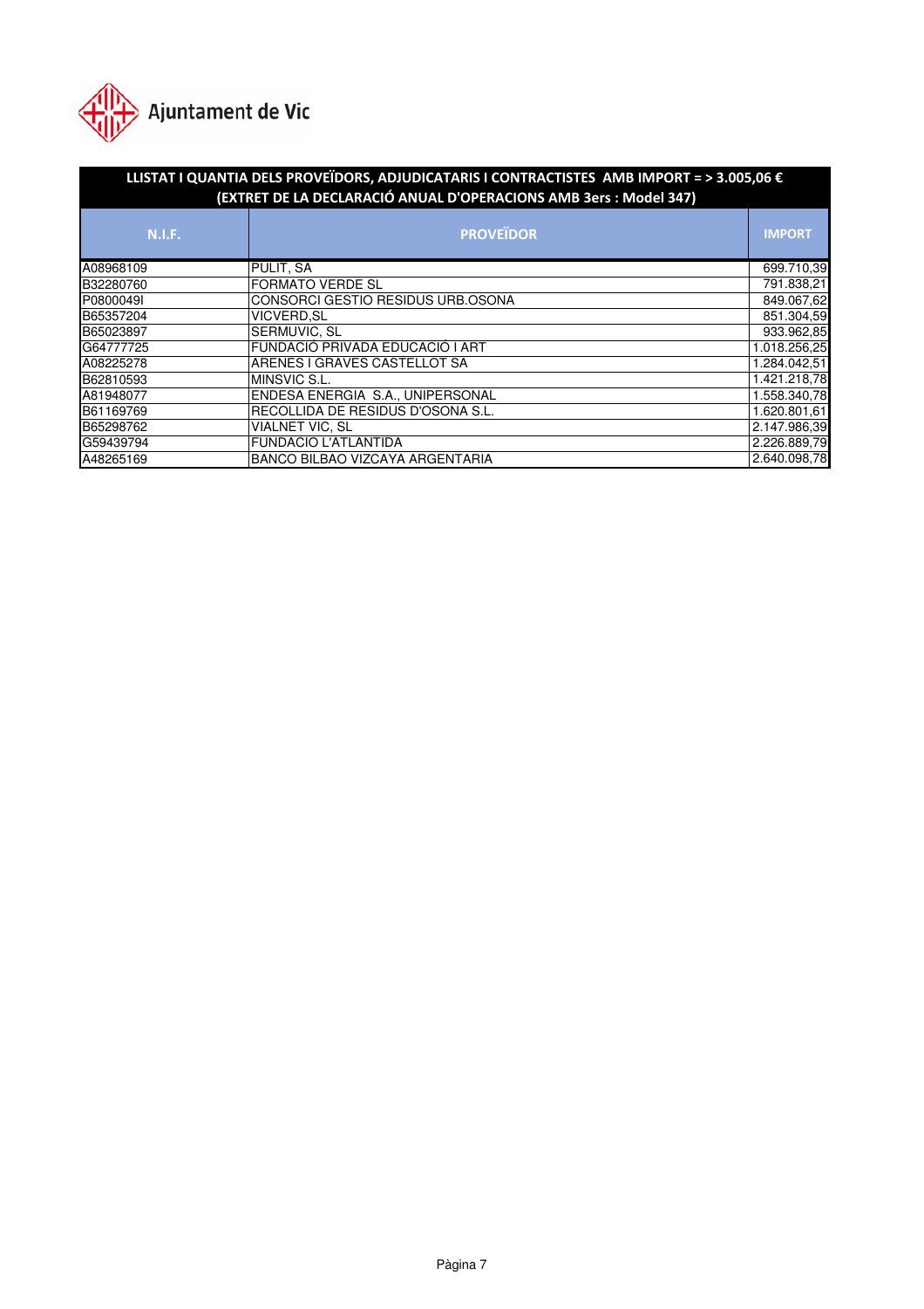Ajuntament de Vic

**LLISTAT I QUANTIA DELS PROVEÏDORS, ADJUDICATARIS I CONTRACTISTES AMB IMPORT = > 3.005,06 €**
**(EXTRET DE LA DECLARACIÓ ANUAL D'OPERACIONS AMB 3ers : Model 347)**

| N.I.F. | PROVEÏDOR | IMPORT |
|---|---|---|
| A08968109 | PULIT, SA | 699.710,39 |
| B32280760 | FORMATO VERDE SL | 791.838,21 |
| P0800049I | CONSORCI GESTIO RESIDUS URB.OSONA | 849.067,62 |
| B65357204 | VICVERD,SL | 851.304,59 |
| B65023897 | SERMUVIC, SL | 933.962,85 |
| G64777725 | FUNDACIÓ PRIVADA EDUCACIÓ I ART | 1.018.256,25 |
| A08225278 | ARENES I GRAVES CASTELLOT SA | 1.284.042,51 |
| B62810593 | MINSVIC S.L. | 1.421.218,78 |
| A81948077 | ENDESA ENERGIA S.A., UNIPERSONAL | 1.558.340,78 |
| B61169769 | RECOLLIDA DE RESIDUS D'OSONA S.L. | 1.620.801,61 |
| B65298762 | VIALNET VIC, SL | 2.147.986,39 |
| G59439794 | FUNDACIO L'ATLANTIDA | 2.226.889,79 |
| A48265169 | BANCO BILBAO VIZCAYA ARGENTARIA | 2.640.098,78 |